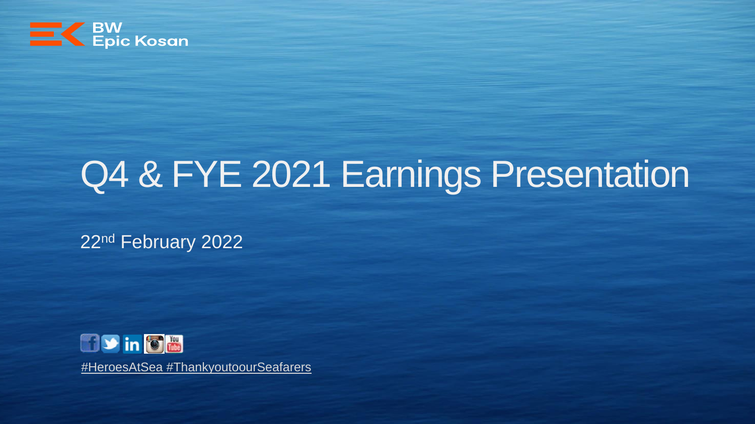BW
Epic Kosan

# Q4 & FYE 2021 Earnings Presentation

22nd February 2022

#HeroesAtSea #ThankyoutoourSeafarers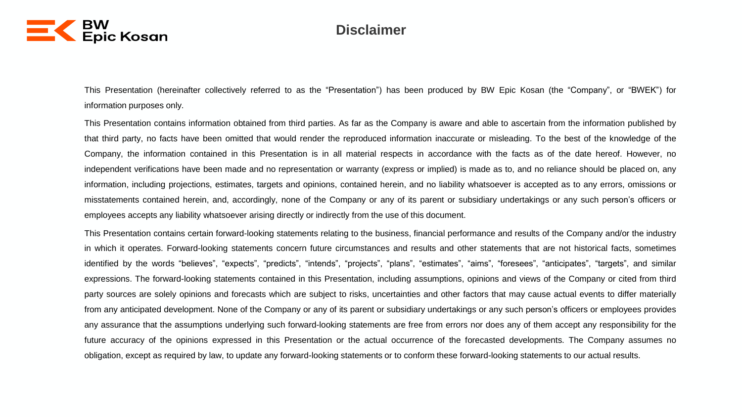# Disclaimer

This Presentation (hereinafter collectively referred to as the "Presentation") has been produced by BW Epic Kosan (the "Company", or "BWEK") for information purposes only.

This Presentation contains information obtained from third parties. As far as the Company is aware and able to ascertain from the information published by that third party, no facts have been omitted that would render the reproduced information inaccurate or misleading. To the best of the knowledge of the Company, the information contained in this Presentation is in all material respects in accordance with the facts as of the date hereof. However, no independent verifications have been made and no representation or warranty (express or implied) is made as to, and no reliance should be placed on, any information, including projections, estimates, targets and opinions, contained herein, and no liability whatsoever is accepted as to any errors, omissions or misstatements contained herein, and, accordingly, none of the Company or any of its parent or subsidiary undertakings or any such person's officers or employees accepts any liability whatsoever arising directly or indirectly from the use of this document.

This Presentation contains certain forward-looking statements relating to the business, financial performance and results of the Company and/or the industry in which it operates. Forward-looking statements concern future circumstances and results and other statements that are not historical facts, sometimes identified by the words "believes", "expects", "predicts", "intends", "projects", "plans", "estimates", "aims", "foresees", "anticipates", "targets", and similar expressions. The forward-looking statements contained in this Presentation, including assumptions, opinions and views of the Company or cited from third party sources are solely opinions and forecasts which are subject to risks, uncertainties and other factors that may cause actual events to differ materially from any anticipated development. None of the Company or any of its parent or subsidiary undertakings or any such person's officers or employees provides any assurance that the assumptions underlying such forward-looking statements are free from errors nor does any of them accept any responsibility for the future accuracy of the opinions expressed in this Presentation or the actual occurrence of the forecasted developments. The Company assumes no obligation, except as required by law, to update any forward-looking statements or to conform these forward-looking statements to our actual results.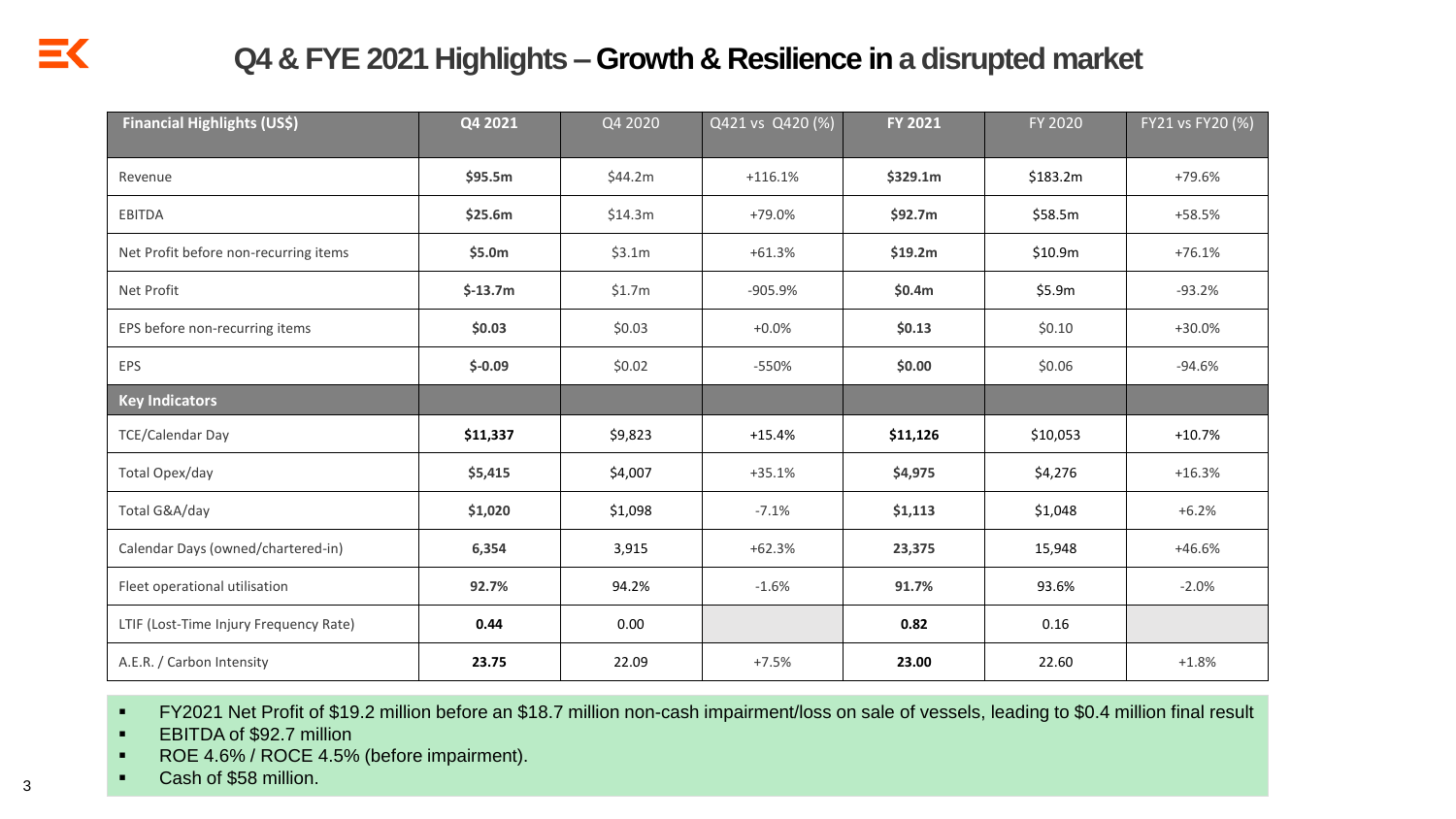# Q4 & FYE 2021 Highlights – **Growth & Resilience in** a disrupted market

| Financial Highlights (US$) | Q4 2021 | Q4 2020 | Q421 vs Q420 (%) | FY 2021 | FY 2020 | FY21 vs FY20 (%) |
|---|---|---|---|---|---|---|
| Revenue | **$95.5m** | $44.2m | +116.1% | **$329.1m** | $183.2m | +79.6% |
| EBITDA | **$25.6m** | $14.3m | +79.0% | **$92.7m** | $58.5m | +58.5% |
| Net Profit before non-recurring items | **$5.0m** | $3.1m | +61.3% | **$19.2m** | $10.9m | +76.1% |
| Net Profit | **$-13.7m** | $1.7m | -905.9% | **$0.4m** | $5.9m | -93.2% |
| EPS before non-recurring items | **$0.03** | $0.03 | +0.0% | **$0.13** | $0.10 | +30.0% |
| EPS | **$-0.09** | $0.02 | -550% | **$0.00** | $0.06 | -94.6% |
| **Key Indicators** | | | | | | |
| TCE/Calendar Day | **$11,337** | $9,823 | +15.4% | **$11,126** | $10,053 | +10.7% |
| Total Opex/day | **$5,415** | $4,007 | +35.1% | **$4,975** | $4,276 | +16.3% |
| Total G&A/day | **$1,020** | $1,098 | -7.1% | **$1,113** | $1,048 | +6.2% |
| Calendar Days (owned/chartered-in) | **6,354** | 3,915 | +62.3% | **23,375** | 15,948 | +46.6% |
| Fleet operational utilisation | **92.7%** | 94.2% | -1.6% | **91.7%** | 93.6% | -2.0% |
| LTIF (Lost-Time Injury Frequency Rate) | **0.44** | 0.00 | | **0.82** | 0.16 | |
| A.E.R. / Carbon Intensity | **23.75** | 22.09 | +7.5% | **23.00** | 22.60 | +1.8% |

- FY2021 Net Profit of $19.2 million before an $18.7 million non-cash impairment/loss on sale of vessels, leading to $0.4 million final result
- EBITDA of $92.7 million
- ROE 4.6% / ROCE 4.5% (before impairment).
- Cash of $58 million.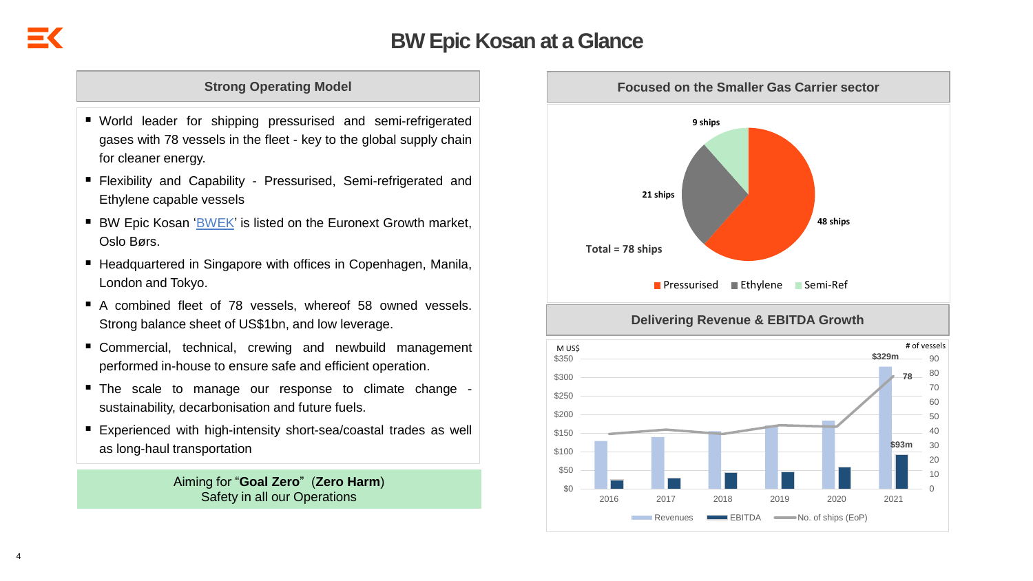# BW Epic Kosan at a Glance

## Strong Operating Model

- World leader for shipping pressurised and semi-refrigerated gases with 78 vessels in the fleet - key to the global supply chain for cleaner energy.
- Flexibility and Capability - Pressurised, Semi-refrigerated and Ethylene capable vessels
- BW Epic Kosan 'BWEK' is listed on the Euronext Growth market, Oslo Børs.
- Headquartered in Singapore with offices in Copenhagen, Manila, London and Tokyo.
- A combined fleet of 78 vessels, whereof 58 owned vessels. Strong balance sheet of US$1bn, and low leverage.
- Commercial, technical, crewing and newbuild management performed in-house to ensure safe and efficient operation.
- The scale to manage our response to climate change - sustainability, decarbonisation and future fuels.
- Experienced with high-intensity short-sea/coastal trades as well as long-haul transportation

Aiming for "**Goal Zero**" (**Zero Harm**)
Safety in all our Operations

## Focused on the Smaller Gas Carrier sector

| Type | Ships |
|---|---|
| Pressurised | 48 ships |
| Ethylene | 21 ships |
| Semi-Ref | 9 ships |
| **Total** | **78 ships** |

## Delivering Revenue & EBITDA Growth

M US$ / # of vessels

| | 2016 | 2017 | 2018 | 2019 | 2020 | 2021 |
|---|---|---|---|---|---|---|
| Revenues | | | | | | $329m |
| EBITDA | | | | | | $93m |
| No. of ships (EoP) | | | | | | 78 |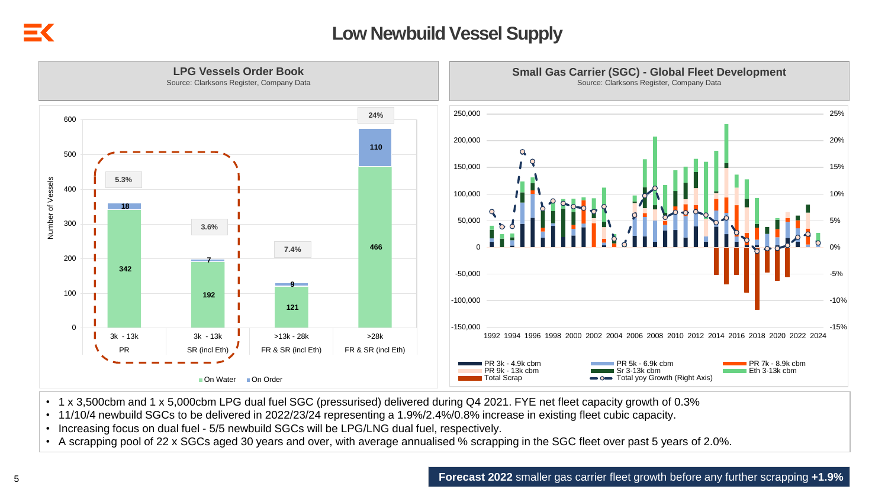# Low Newbuild Vessel Supply

## LPG Vessels Order Book

Source: Clarksons Register, Company Data

| Segment | On Water | On Order | Order book % |
|---|---|---|---|
| 3k - 13k PR | 342 | 18 | 5.3% |
| 3k - 13k SR (incl Eth) | 192 | 7 | 3.6% |
| >13k - 28k FR & SR (incl Eth) | 121 | 9 | 7.4% |
| >28k FR & SR (incl Eth) | 466 | 110 | 24% |

## Small Gas Carrier (SGC) - Global Fleet Development

Source: Clarksons Register, Company Data

Legend: PR 3k - 4.9k cbm; PR 5k - 6.9k cbm; PR 7k - 8.9k cbm; PR 9k - 13k cbm; Sr 3-13k cbm; Eth 3-13k cbm; Total Scrap; Total yoy Growth (Right Axis)

- 1 x 3,500cbm and 1 x 5,000cbm LPG dual fuel SGC (pressurised) delivered during Q4 2021. FYE net fleet capacity growth of 0.3%
- 11/10/4 newbuild SGCs to be delivered in 2022/23/24 representing a 1.9%/2.4%/0.8% increase in existing fleet cubic capacity.
- Increasing focus on dual fuel - 5/5 newbuild SGCs will be LPG/LNG dual fuel, respectively.
- A scrapping pool of 22 x SGCs aged 30 years and over, with average annualised % scrapping in the SGC fleet over past 5 years of 2.0%.

**Forecast 2022** smaller gas carrier fleet growth before any further scrapping **+1.9%**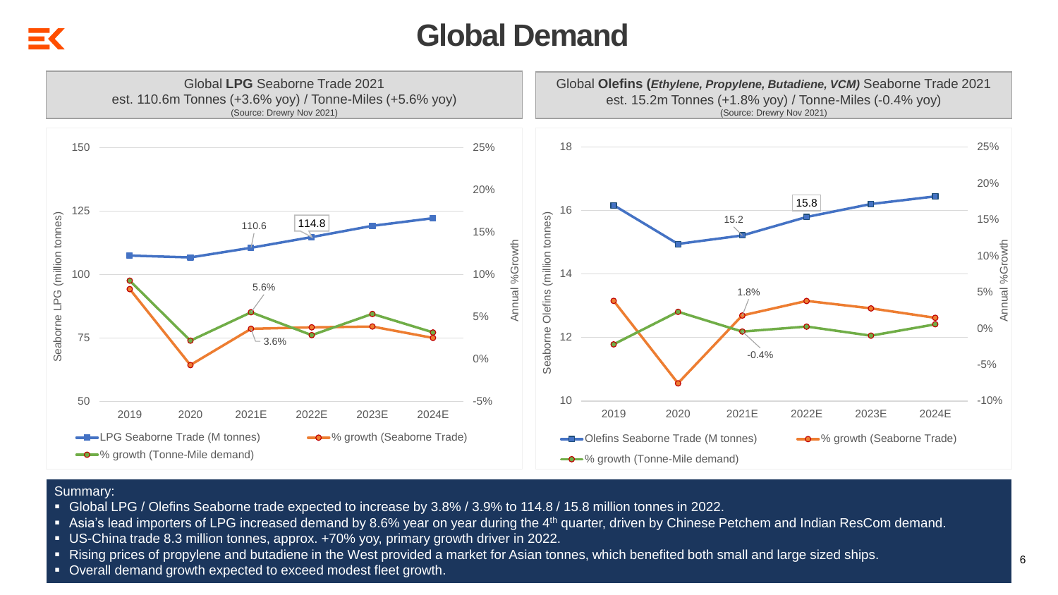# Global Demand

## Global **LPG** Seaborne Trade 2021

est. 110.6m Tonnes (+3.6% yoy) / Tonne-Miles (+5.6% yoy)

(Source: Drewry Nov 2021)

- Left axis: Seaborne LPG (million tonnes) — 50, 75, 100, 125, 150
- Right axis: Annual %Growth — -5%, 0%, 5%, 10%, 15%, 20%, 25%
- X axis: 2019, 2020, 2021E, 2022E, 2023E, 2024E
- Labels: 110.6, 114.8, 5.6%, 3.6%
- Legend: LPG Seaborne Trade (M tonnes); % growth (Seaborne Trade); % growth (Tonne-Mile demand)

## Global **Olefins (*Ethylene, Propylene, Butadiene, VCM)*** Seaborne Trade 2021

est. 15.2m Tonnes (+1.8% yoy) / Tonne-Miles (-0.4% yoy)

(Source: Drewry Nov 2021)

- Left axis: Seaborne Olefins (million tonnes) — 10, 12, 14, 16, 18
- Right axis: Annual %Growth — -10%, -5%, 0%, 5%, 10%, 15%, 20%, 25%
- X axis: 2019, 2020, 2021E, 2022E, 2023E, 2024E
- Labels: 15.2, 15.8, 1.8%, -0.4%
- Legend: Olefins Seaborne Trade (M tonnes); % growth (Seaborne Trade); % growth (Tonne-Mile demand)

Summary:

- Global LPG / Olefins Seaborne trade expected to increase by 3.8% / 3.9% to 114.8 / 15.8 million tonnes in 2022.
- Asia's lead importers of LPG increased demand by 8.6% year on year during the 4th quarter, driven by Chinese Petchem and Indian ResCom demand.
- US-China trade 8.3 million tonnes, approx. +70% yoy, primary growth driver in 2022.
- Rising prices of propylene and butadiene in the West provided a market for Asian tonnes, which benefited both small and large sized ships.
- Overall demand growth expected to exceed modest fleet growth.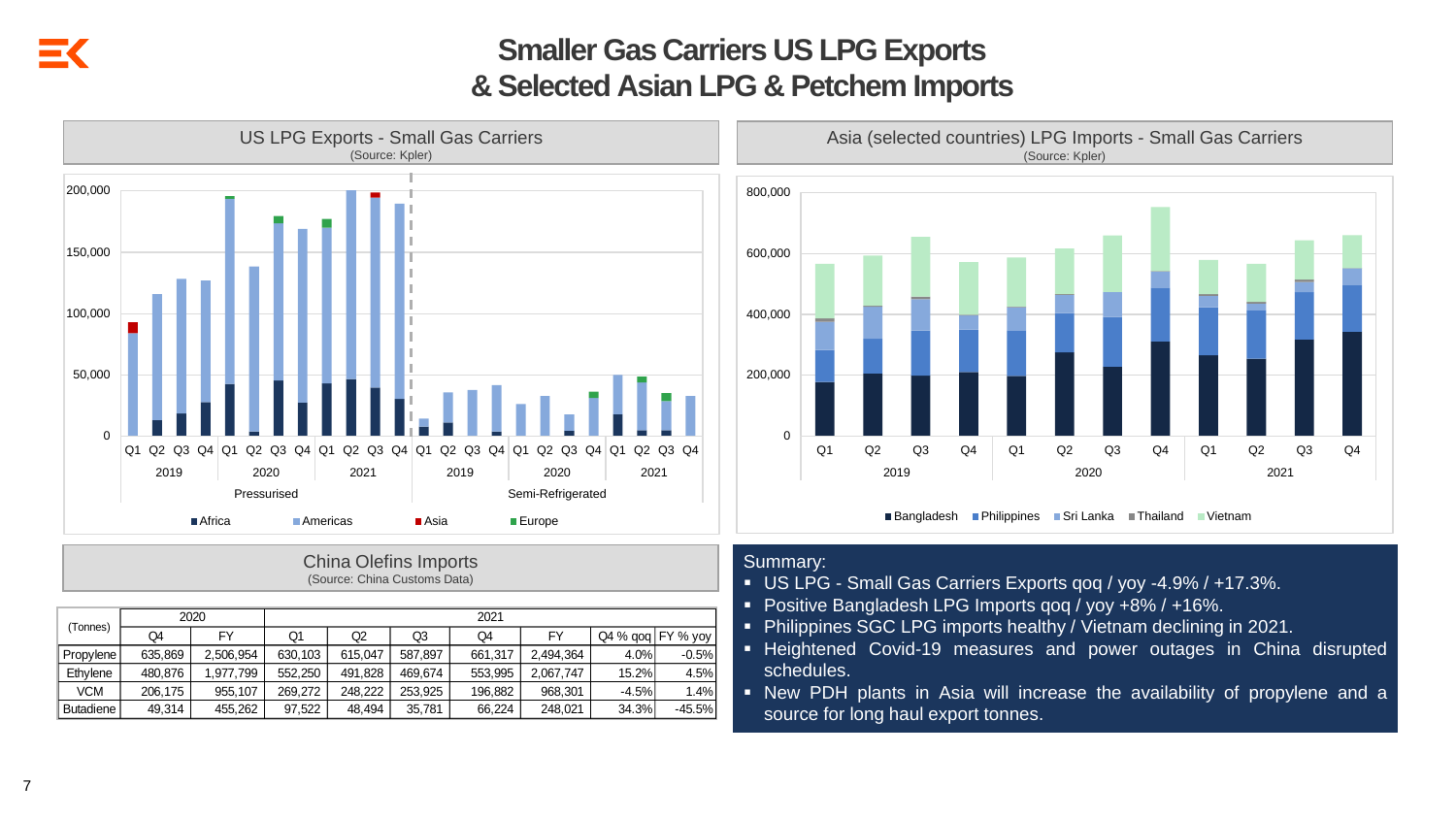# Smaller Gas Carriers US LPG Exports & Selected Asian LPG & Petchem Imports

## US LPG Exports - Small Gas Carriers

(Source: Kpler)

## Asia (selected countries) LPG Imports - Small Gas Carriers

(Source: Kpler)

## China Olefins Imports

(Source: China Customs Data)

| (Tonnes) | 2020 | | 2021 | | | | | | |
|---|---|---|---|---|---|---|---|---|---|
| | Q4 | FY | Q1 | Q2 | Q3 | Q4 | FY | Q4 % qoq | FY % yoy |
| Propylene | 635,869 | 2,506,954 | 630,103 | 615,047 | 587,897 | 661,317 | 2,494,364 | 4.0% | -0.5% |
| Ethylene | 480,876 | 1,977,799 | 552,250 | 491,828 | 469,674 | 553,995 | 2,067,747 | 15.2% | 4.5% |
| VCM | 206,175 | 955,107 | 269,272 | 248,222 | 253,925 | 196,882 | 968,301 | -4.5% | 1.4% |
| Butadiene | 49,314 | 455,262 | 97,522 | 48,494 | 35,781 | 66,224 | 248,021 | 34.3% | -45.5% |

Summary:

- US LPG - Small Gas Carriers Exports qoq / yoy -4.9% / +17.3%.
- Positive Bangladesh LPG Imports qoq / yoy +8% / +16%.
- Philippines SGC LPG imports healthy / Vietnam declining in 2021.
- Heightened Covid-19 measures and power outages in China disrupted schedules.
- New PDH plants in Asia will increase the availability of propylene and a source for long haul export tonnes.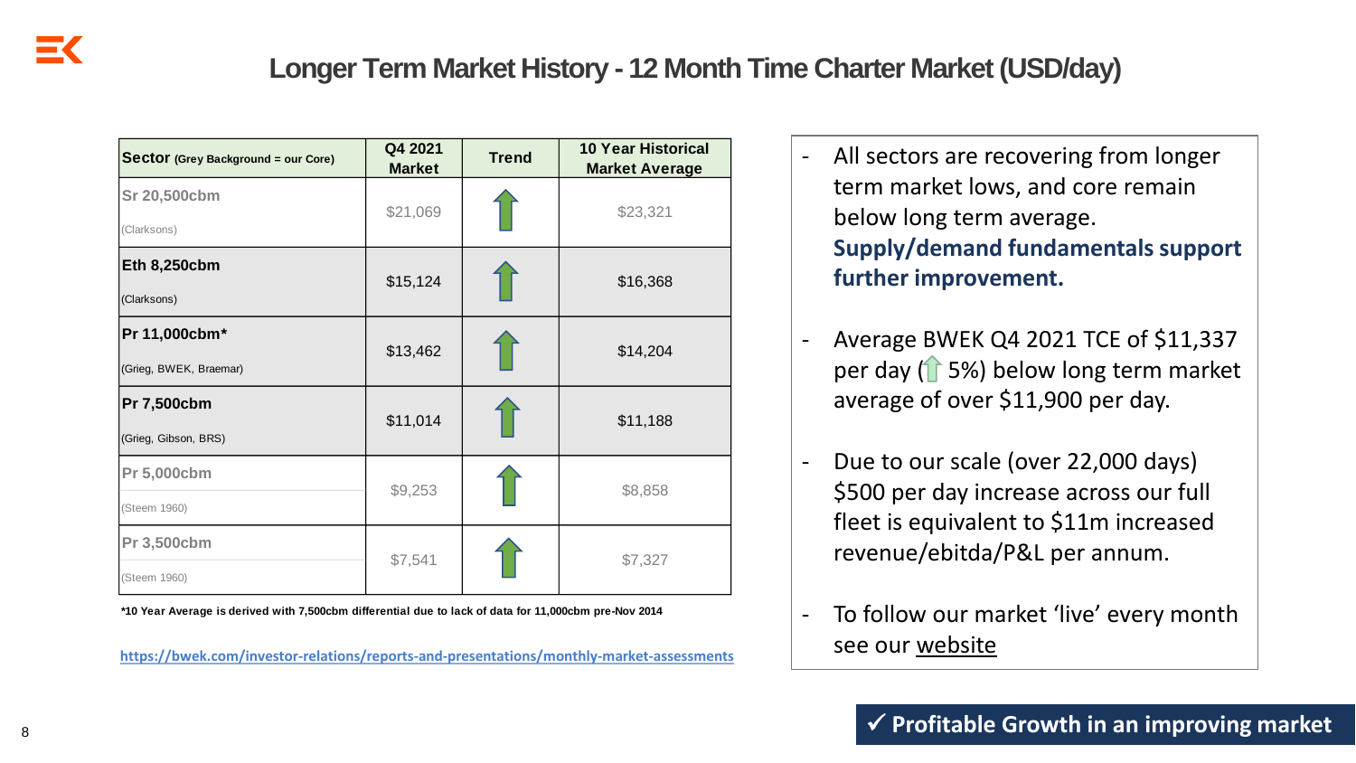# Longer Term Market History - 12 Month Time Charter Market (USD/day)

| Sector (Grey Background = our Core) | Q4 2021 Market | Trend | 10 Year Historical Market Average |
|---|---|---|---|
| Sr 20,500cbm (Clarksons) | $21,069 | ↑ | $23,321 |
| Eth 8,250cbm (Clarksons) | $15,124 | ↑ | $16,368 |
| Pr 11,000cbm* (Grieg, BWEK, Braemar) | $13,462 | ↑ | $14,204 |
| Pr 7,500cbm (Grieg, Gibson, BRS) | $11,014 | ↑ | $11,188 |
| Pr 5,000cbm (Steem 1960) | $9,253 | ↑ | $8,858 |
| Pr 3,500cbm (Steem 1960) | $7,541 | ↑ | $7,327 |

**\*10 Year Average is derived with 7,500cbm differential due to lack of data for 11,000cbm pre-Nov 2014**

https://bwek.com/investor-relations/reports-and-presentations/monthly-market-assessments

- All sectors are recovering from longer term market lows, and core remain below long term average. **Supply/demand fundamentals support further improvement.**
- Average BWEK Q4 2021 TCE of $11,337 per day (↑ 5%) below long term market average of over $11,900 per day.
- Due to our scale (over 22,000 days) $500 per day increase across our full fleet is equivalent to $11m increased revenue/ebitda/P&L per annum.
- To follow our market 'live' every month see our website

**✓ Profitable Growth in an improving market**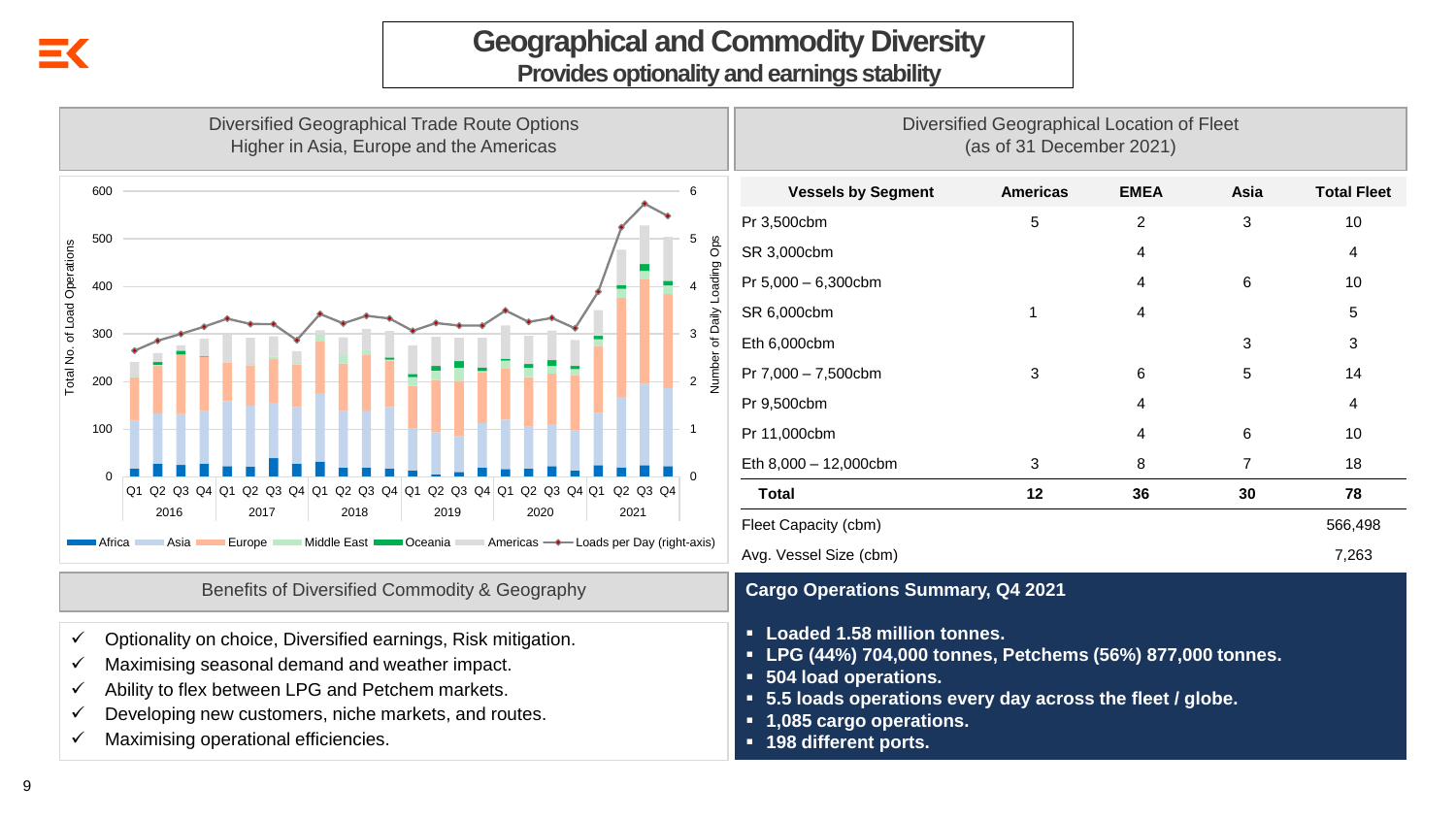# Geographical and Commodity Diversity

## Provides optionality and earnings stability

### Diversified Geographical Trade Route Options
Higher in Asia, Europe and the Americas

Total No. of Load Operations (left axis: 0–600); Number of Daily Loading Ops (right axis: 0–6)

Q1 Q2 Q3 Q4 2016 · Q1 Q2 Q3 Q4 2017 · Q1 Q2 Q3 Q4 2018 · Q1 Q2 Q3 Q4 2019 · Q1 Q2 Q3 Q4 2020 · Q1 Q2 Q3 Q4 2021

Africa · Asia · Europe · Middle East · Oceania · Americas · Loads per Day (right-axis)

### Diversified Geographical Location of Fleet
(as of 31 December 2021)

| Vessels by Segment | Americas | EMEA | Asia | Total Fleet |
|---|---|---|---|---|
| Pr 3,500cbm | 5 | 2 | 3 | 10 |
| SR 3,000cbm | | 4 | | 4 |
| Pr 5,000 – 6,300cbm | | 4 | 6 | 10 |
| SR 6,000cbm | 1 | 4 | | 5 |
| Eth 6,000cbm | | | 3 | 3 |
| Pr 7,000 – 7,500cbm | 3 | 6 | 5 | 14 |
| Pr 9,500cbm | | 4 | | 4 |
| Pr 11,000cbm | | 4 | 6 | 10 |
| Eth 8,000 – 12,000cbm | 3 | 8 | 7 | 18 |
| **Total** | **12** | **36** | **30** | **78** |
| Fleet Capacity (cbm) | | | | 566,498 |
| Avg. Vessel Size (cbm) | | | | 7,263 |

### Benefits of Diversified Commodity & Geography

- ✓ Optionality on choice, Diversified earnings, Risk mitigation.
- ✓ Maximising seasonal demand and weather impact.
- ✓ Ability to flex between LPG and Petchem markets.
- ✓ Developing new customers, niche markets, and routes.
- ✓ Maximising operational efficiencies.

### Cargo Operations Summary, Q4 2021

- **Loaded 1.58 million tonnes.**
- **LPG (44%) 704,000 tonnes, Petchems (56%) 877,000 tonnes.**
- **504 load operations.**
- **5.5 loads operations every day across the fleet / globe.**
- **1,085 cargo operations.**
- **198 different ports.**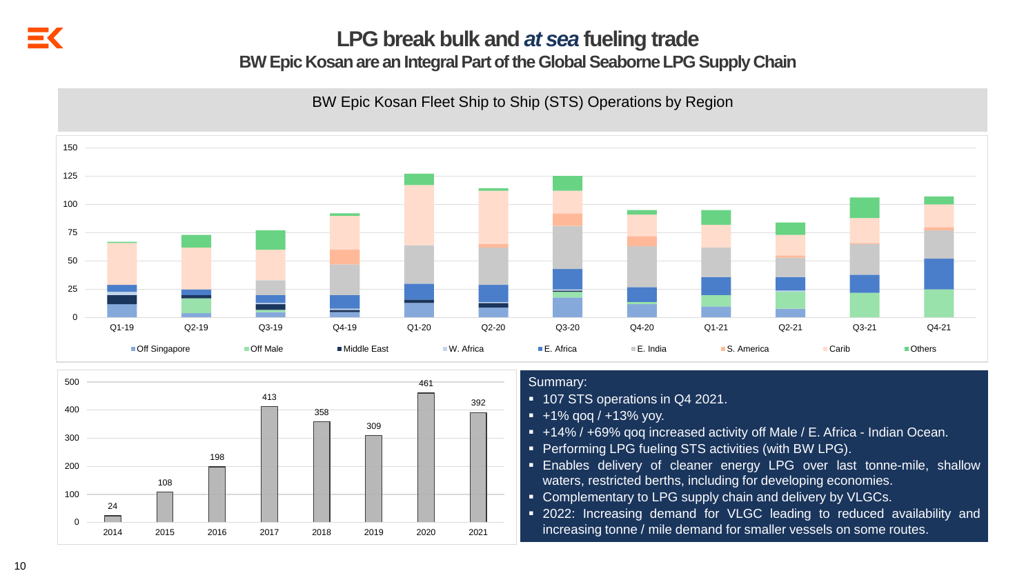# LPG break bulk and *at sea* fueling trade

## BW Epic Kosan are an Integral Part of the Global Seaborne LPG Supply Chain

BW Epic Kosan Fleet Ship to Ship (STS) Operations by Region

| Year | 2014 | 2015 | 2016 | 2017 | 2018 | 2019 | 2020 | 2021 |
|---|---|---|---|---|---|---|---|---|
| STS operations | 24 | 108 | 198 | 413 | 358 | 309 | 461 | 392 |

Summary:

- 107 STS operations in Q4 2021.
- +1% qoq / +13% yoy.
- +14% / +69% qoq increased activity off Male / E. Africa - Indian Ocean.
- Performing LPG fueling STS activities (with BW LPG).
- Enables delivery of cleaner energy LPG over last tonne-mile, shallow waters, restricted berths, including for developing economies.
- Complementary to LPG supply chain and delivery by VLGCs.
- 2022: Increasing demand for VLGC leading to reduced availability and increasing tonne / mile demand for smaller vessels on some routes.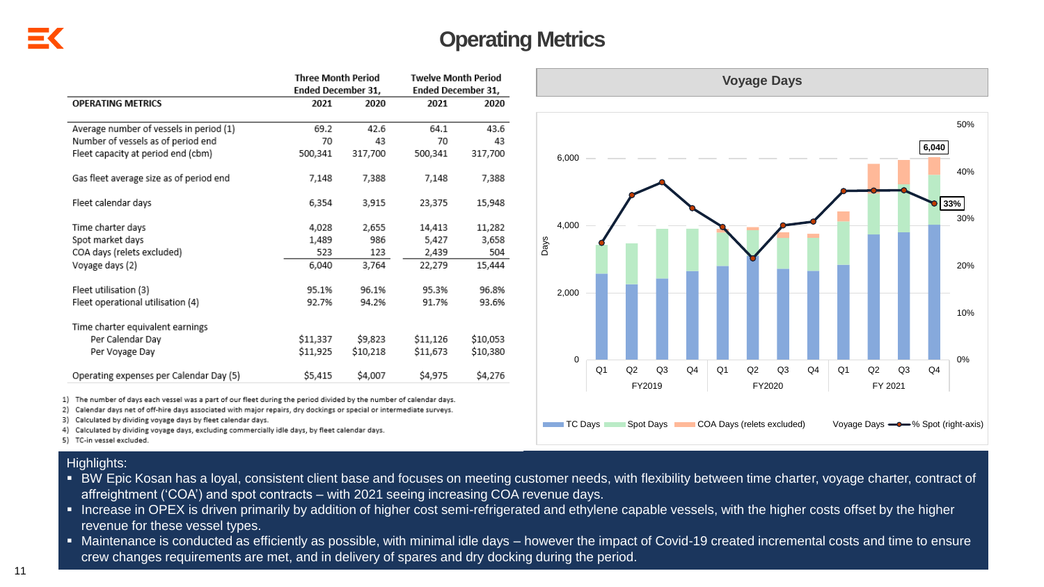# Operating Metrics

| OPERATING METRICS | Three Month Period Ended December 31, 2021 | Three Month Period Ended December 31, 2020 | Twelve Month Period Ended December 31, 2021 | Twelve Month Period Ended December 31, 2020 |
|---|---|---|---|---|
| Average number of vessels in period (1) | 69.2 | 42.6 | 64.1 | 43.6 |
| Number of vessels as of period end | 70 | 43 | 70 | 43 |
| Fleet capacity at period end (cbm) | 500,341 | 317,700 | 500,341 | 317,700 |
| Gas fleet average size as of period end | 7,148 | 7,388 | 7,148 | 7,388 |
| Fleet calendar days | 6,354 | 3,915 | 23,375 | 15,948 |
| Time charter days | 4,028 | 2,655 | 14,413 | 11,282 |
| Spot market days | 1,489 | 986 | 5,427 | 3,658 |
| COA days (relets excluded) | 523 | 123 | 2,439 | 504 |
| Voyage days (2) | 6,040 | 3,764 | 22,279 | 15,444 |
| Fleet utilisation (3) | 95.1% | 96.1% | 95.3% | 96.8% |
| Fleet operational utilisation (4) | 92.7% | 94.2% | 91.7% | 93.6% |
| Time charter equivalent earnings | | | | |
| Per Calendar Day | $11,337 | $9,823 | $11,126 | $10,053 |
| Per Voyage Day | $11,925 | $10,218 | $11,673 | $10,380 |
| Operating expenses per Calendar Day (5) | $5,415 | $4,007 | $4,975 | $4,276 |

1) The number of days each vessel was a part of our fleet during the period divided by the number of calendar days.
2) Calendar days net of off-hire days associated with major repairs, dry dockings or special or intermediate surveys.
3) Calculated by dividing voyage days by fleet calendar days.
4) Calculated by dividing voyage days, excluding commercially idle days, by fleet calendar days.
5) TC-in vessel excluded.

## Voyage Days

Chart: Voyage Days (Days, left axis 0–6,000; % Spot, right axis 0%–50%) by quarter, FY2019 Q1 – FY 2021 Q4. Legend: TC Days, Spot Days, COA Days (relets excluded), Voyage Days, % Spot (right-axis). Labelled values: FY 2021 Q4 voyage days 6,040; % Spot 33%.

Highlights:

- BW Epic Kosan has a loyal, consistent client base and focuses on meeting customer needs, with flexibility between time charter, voyage charter, contract of affreightment ('COA') and spot contracts – with 2021 seeing increasing COA revenue days.
- Increase in OPEX is driven primarily by addition of higher cost semi-refrigerated and ethylene capable vessels, with the higher costs offset by the higher revenue for these vessel types.
- Maintenance is conducted as efficiently as possible, with minimal idle days – however the impact of Covid-19 created incremental costs and time to ensure crew changes requirements are met, and in delivery of spares and dry docking during the period.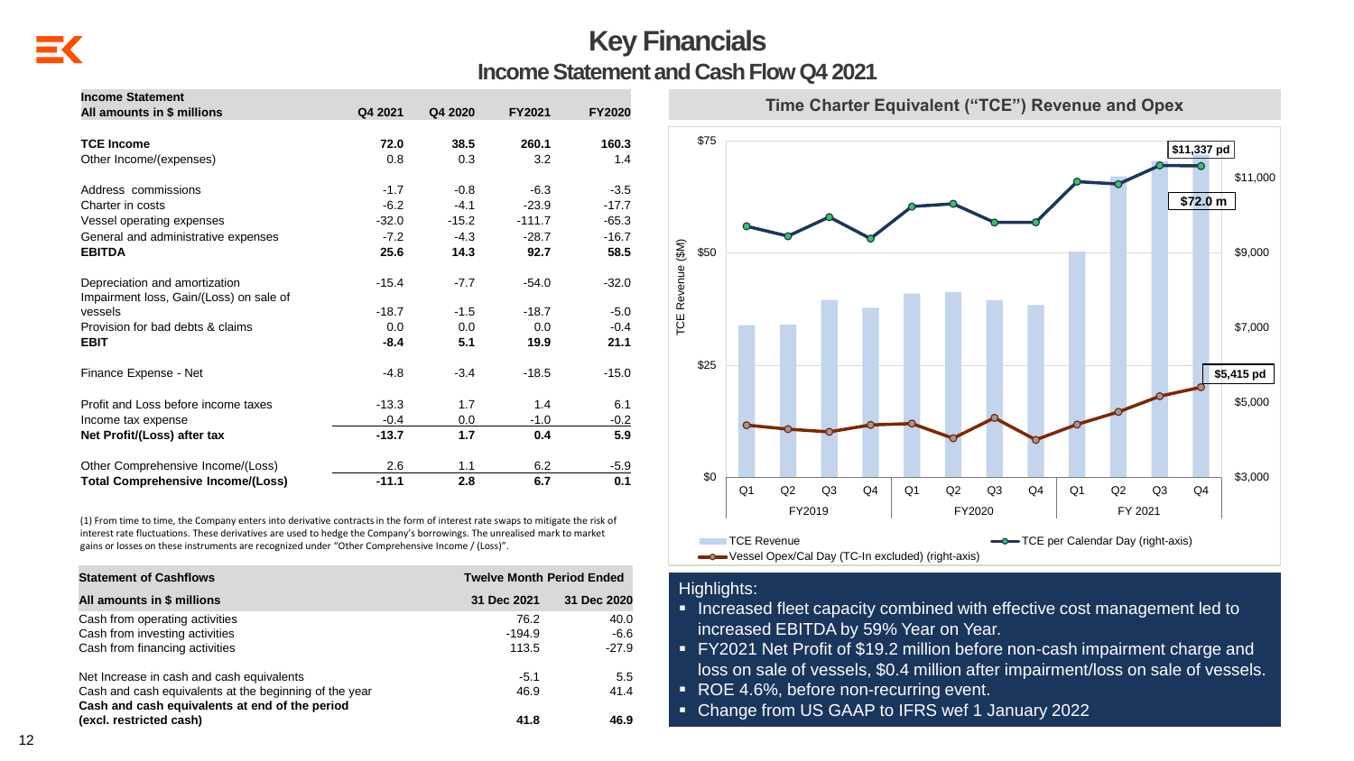# Key Financials

## Income Statement and Cash Flow Q4 2021

| Income Statement<br>All amounts in $ millions | Q4 2021 | Q4 2020 | FY2021 | FY2020 |
|---|---|---|---|---|
| **TCE Income** | **72.0** | **38.5** | **260.1** | **160.3** |
| Other Income/(expenses) | 0.8 | 0.3 | 3.2 | 1.4 |
| Address commissions | -1.7 | -0.8 | -6.3 | -3.5 |
| Charter in costs | -6.2 | -4.1 | -23.9 | -17.7 |
| Vessel operating expenses | -32.0 | -15.2 | -111.7 | -65.3 |
| General and administrative expenses | -7.2 | -4.3 | -28.7 | -16.7 |
| **EBITDA** | **25.6** | **14.3** | **92.7** | **58.5** |
| Depreciation and amortization | -15.4 | -7.7 | -54.0 | -32.0 |
| Impairment loss, Gain/(Loss) on sale of vessels | -18.7 | -1.5 | -18.7 | -5.0 |
| Provision for bad debts & claims | 0.0 | 0.0 | 0.0 | -0.4 |
| **EBIT** | **-8.4** | **5.1** | **19.9** | **21.1** |
| Finance Expense - Net | -4.8 | -3.4 | -18.5 | -15.0 |
| Profit and Loss before income taxes | -13.3 | 1.7 | 1.4 | 6.1 |
| Income tax expense | -0.4 | 0.0 | -1.0 | -0.2 |
| **Net Profit/(Loss) after tax** | **-13.7** | **1.7** | **0.4** | **5.9** |
| Other Comprehensive Income/(Loss) | 2.6 | 1.1 | 6.2 | -5.9 |
| **Total Comprehensive Income/(Loss)** | **-11.1** | **2.8** | **6.7** | **0.1** |

(1) From time to time, the Company enters into derivative contracts in the form of interest rate swaps to mitigate the risk of interest rate fluctuations. These derivatives are used to hedge the Company's borrowings. The unrealised mark to market gains or losses on these instruments are recognized under "Other Comprehensive Income / (Loss)".

| Statement of Cashflows | Twelve Month Period Ended | |
|---|---|---|
| **All amounts in $ millions** | **31 Dec 2021** | **31 Dec 2020** |
| Cash from operating activities | 76.2 | 40.0 |
| Cash from investing activities | -194.9 | -6.6 |
| Cash from financing activities | 113.5 | -27.9 |
| Net Increase in cash and cash equivalents | -5.1 | 5.5 |
| Cash and cash equivalents at the beginning of the year | 46.9 | 41.4 |
| **Cash and cash equivalents at end of the period (excl. restricted cash)** | **41.8** | **46.9** |

### Time Charter Equivalent ("TCE") Revenue and Opex

- TCE Revenue
- TCE per Calendar Day (right-axis)
- Vessel Opex/Cal Day (TC-In excluded) (right-axis)

$11,337 pd — $72.0 m — $5,415 pd

Highlights:

- Increased fleet capacity combined with effective cost management led to increased EBITDA by 59% Year on Year.
- FY2021 Net Profit of $19.2 million before non-cash impairment charge and loss on sale of vessels, $0.4 million after impairment/loss on sale of vessels.
- ROE 4.6%, before non-recurring event.
- Change from US GAAP to IFRS wef 1 January 2022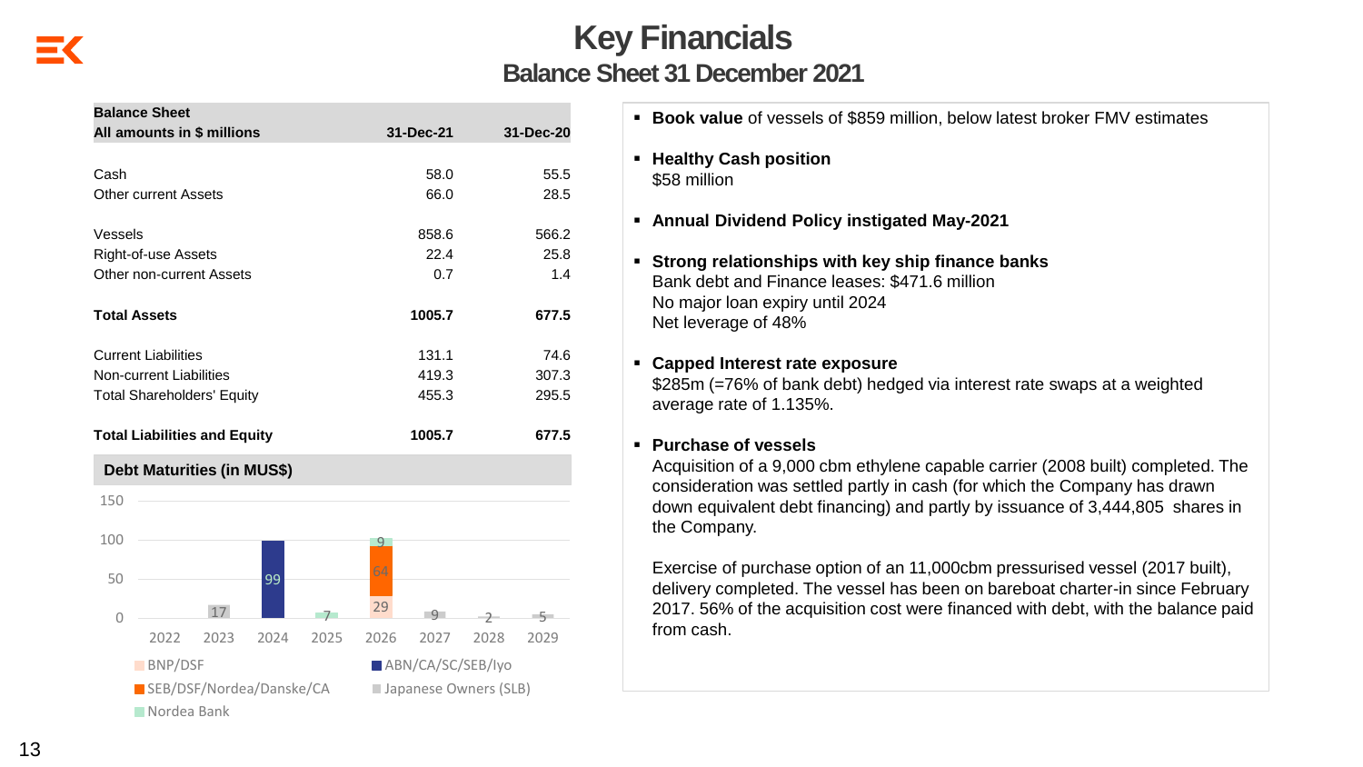# Key Financials

## Balance Sheet 31 December 2021

| Balance Sheet<br>All amounts in $ millions | 31-Dec-21 | 31-Dec-20 |
|---|---|---|
| Cash | 58.0 | 55.5 |
| Other current Assets | 66.0 | 28.5 |
| Vessels | 858.6 | 566.2 |
| Right-of-use Assets | 22.4 | 25.8 |
| Other non-current Assets | 0.7 | 1.4 |
| **Total Assets** | **1005.7** | **677.5** |
| Current Liabilities | 131.1 | 74.6 |
| Non-current Liabilities | 419.3 | 307.3 |
| Total Shareholders' Equity | 455.3 | 295.5 |
| **Total Liabilities and Equity** | **1005.7** | **677.5** |

**Debt Maturities (in MUS$)**

| Year | BNP/DSF | ABN/CA/SC/SEB/lyo | SEB/DSF/Nordea/Danske/CA | Japanese Owners (SLB) | Nordea Bank |
|---|---|---|---|---|---|
| 2022 | | | | | |
| 2023 | | | | 17 | |
| 2024 | | 99 | | | |
| 2025 | | | | | 7 |
| 2026 | 29 | | 64 | | 9 |
| 2027 | | | | 9 | |
| 2028 | | | | 2 | |
| 2029 | | | | 5 | |

- **Book value** of vessels of $859 million, below latest broker FMV estimates
- **Healthy Cash position**
  $58 million
- **Annual Dividend Policy instigated May-2021**
- **Strong relationships with key ship finance banks**
  Bank debt and Finance leases: $471.6 million
  No major loan expiry until 2024
  Net leverage of 48%
- **Capped Interest rate exposure**
  $285m (=76% of bank debt) hedged via interest rate swaps at a weighted average rate of 1.135%.
- **Purchase of vessels**
  Acquisition of a 9,000 cbm ethylene capable carrier (2008 built) completed. The consideration was settled partly in cash (for which the Company has drawn down equivalent debt financing) and partly by issuance of 3,444,805 shares in the Company.

  Exercise of purchase option of an 11,000cbm pressurised vessel (2017 built), delivery completed. The vessel has been on bareboat charter-in since February 2017. 56% of the acquisition cost were financed with debt, with the balance paid from cash.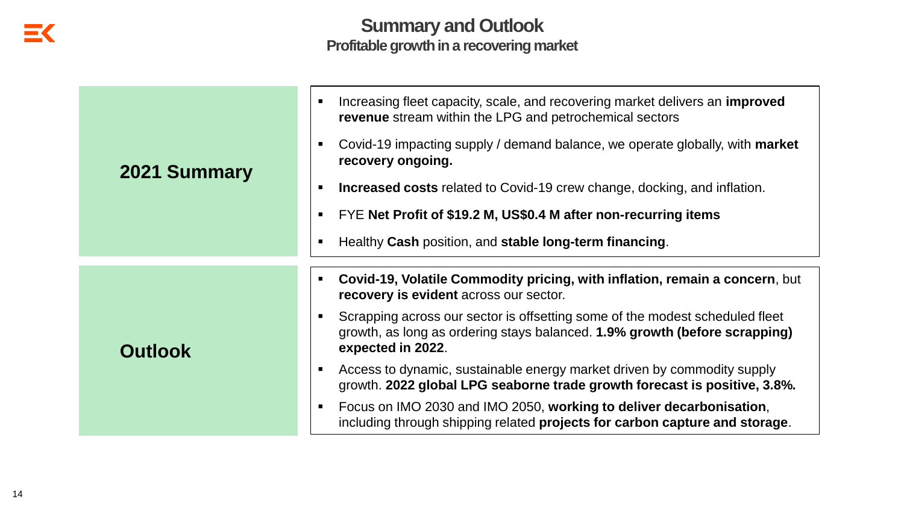# Summary and Outlook

## Profitable growth in a recovering market

### 2021 Summary

- Increasing fleet capacity, scale, and recovering market delivers an **improved revenue** stream within the LPG and petrochemical sectors
- Covid-19 impacting supply / demand balance, we operate globally, with **market recovery ongoing.**
- **Increased costs** related to Covid-19 crew change, docking, and inflation.
- FYE **Net Profit of $19.2 M, US$0.4 M after non-recurring items**
- Healthy **Cash** position, and **stable long-term financing**.

### Outlook

- **Covid-19, Volatile Commodity pricing, with inflation, remain a concern**, but **recovery is evident** across our sector.
- Scrapping across our sector is offsetting some of the modest scheduled fleet growth, as long as ordering stays balanced. **1.9% growth (before scrapping) expected in 2022**.
- Access to dynamic, sustainable energy market driven by commodity supply growth. **2022 global LPG seaborne trade growth forecast is positive, 3.8%.**
- Focus on IMO 2030 and IMO 2050, **working to deliver decarbonisation**, including through shipping related **projects for carbon capture and storage**.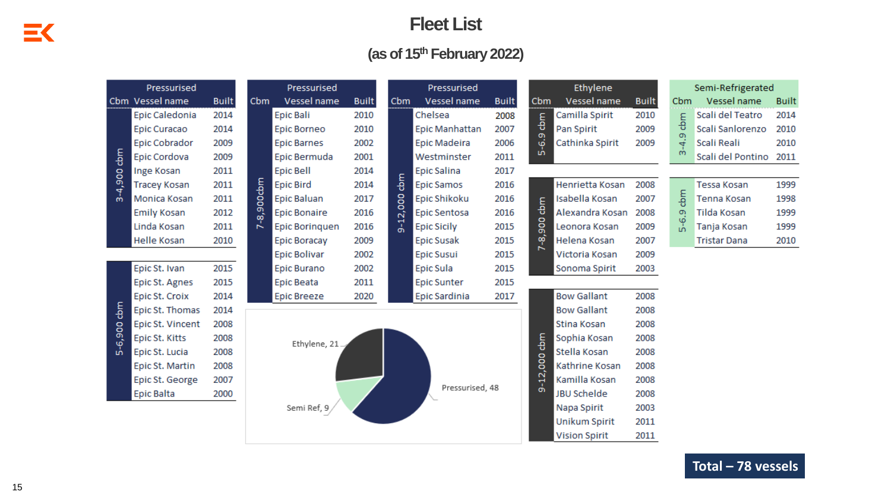# Fleet List

## (as of 15th February 2022)

### Pressurised

| Cbm | Vessel name | Built |
|---|---|---|
| 3-4,900 cbm | Epic Caledonia | 2014 |
| | Epic Curacao | 2014 |
| | Epic Cobrador | 2009 |
| | Epic Cordova | 2009 |
| | Inge Kosan | 2011 |
| | Tracey Kosan | 2011 |
| | Monica Kosan | 2011 |
| | Emily Kosan | 2012 |
| | Linda Kosan | 2011 |
| | Helle Kosan | 2010 |
| 5-6,900 cbm | Epic St. Ivan | 2015 |
| | Epic St. Agnes | 2015 |
| | Epic St. Croix | 2014 |
| | Epic St. Thomas | 2014 |
| | Epic St. Vincent | 2008 |
| | Epic St. Kitts | 2008 |
| | Epic St. Lucia | 2008 |
| | Epic St. Martin | 2008 |
| | Epic St. George | 2007 |
| | Epic Balta | 2000 |

### Pressurised

| Cbm | Vessel name | Built |
|---|---|---|
| 7-8,900cbm | Epic Bali | 2010 |
| | Epic Borneo | 2010 |
| | Epic Barnes | 2002 |
| | Epic Bermuda | 2001 |
| | Epic Bell | 2014 |
| | Epic Bird | 2014 |
| | Epic Baluan | 2017 |
| | Epic Bonaire | 2016 |
| | Epic Borinquen | 2016 |
| | Epic Boracay | 2009 |
| | Epic Bolivar | 2002 |
| | Epic Burano | 2002 |
| | Epic Beata | 2011 |
| | Epic Breeze | 2020 |

### Pressurised

| Cbm | Vessel name | Built |
|---|---|---|
| 9-12,000 cbm | Chelsea | 2008 |
| | Epic Manhattan | 2007 |
| | Epic Madeira | 2006 |
| | Westminster | 2011 |
| | Epic Salina | 2017 |
| | Epic Samos | 2016 |
| | Epic Shikoku | 2016 |
| | Epic Sentosa | 2016 |
| | Epic Sicily | 2015 |
| | Epic Susak | 2015 |
| | Epic Susui | 2015 |
| | Epic Sula | 2015 |
| | Epic Sunter | 2015 |
| | Epic Sardinia | 2017 |

### Ethylene

| Cbm | Vessel name | Built |
|---|---|---|
| 5-6,9 cbm | Camilla Spirit | 2010 |
| | Pan Spirit | 2009 |
| | Cathinka Spirit | 2009 |
| 7-8,900 cbm | Henrietta Kosan | 2008 |
| | Isabella Kosan | 2007 |
| | Alexandra Kosan | 2008 |
| | Leonora Kosan | 2009 |
| | Helena Kosan | 2007 |
| | Victoria Kosan | 2009 |
| | Sonoma Spirit | 2003 |
| 9-12,000 cbm | Bow Gallant | 2008 |
| | Bow Gallant | 2008 |
| | Stina Kosan | 2008 |
| | Sophia Kosan | 2008 |
| | Stella Kosan | 2008 |
| | Kathrine Kosan | 2008 |
| | Kamilla Kosan | 2008 |
| | JBU Schelde | 2008 |
| | Napa Spirit | 2003 |
| | Unikum Spirit | 2011 |
| | Vision Spirit | 2011 |

### Semi-Refrigerated

| Cbm | Vessel name | Built |
|---|---|---|
| 3-4,9 cbm | Scali del Teatro | 2014 |
| | Scali Sanlorenzo | 2010 |
| | Scali Reali | 2010 |
| | Scali del Pontino | 2011 |
| 5-6,9 cbm | Tessa Kosan | 1999 |
| | Tenna Kosan | 1998 |
| | Tilda Kosan | 1999 |
| | Tanja Kosan | 1999 |
| | Tristar Dana | 2010 |

| Segment | Vessels |
|---|---|
| Pressurised | 48 |
| Ethylene | 21 |
| Semi Ref | 9 |

**Total – 78 vessels**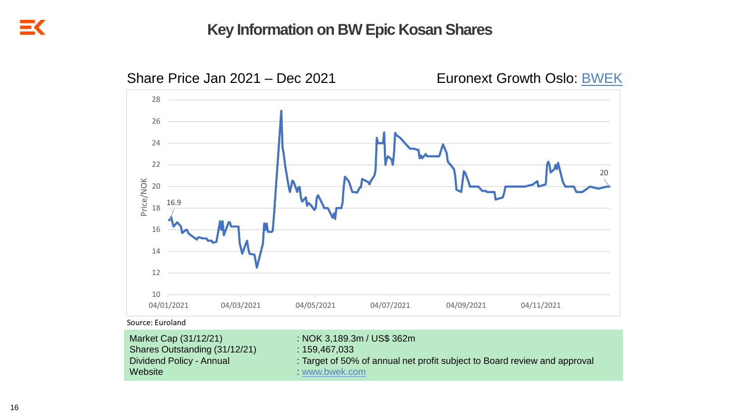# Key Information on BW Epic Kosan Shares

Share Price Jan 2021 – Dec 2021

Euronext Growth Oslo: [BWEK]

Price/NOK

28
26
24
22
20
18
16
14
12
10

04/01/2021
04/03/2021
04/05/2021
04/07/2021
04/09/2021
04/11/2021

16.9

20

Source: Euroland

| | |
|---|---|
| Market Cap (31/12/21) | : NOK 3,189.3m / US$ 362m |
| Shares Outstanding (31/12/21) | : 159,467,033 |
| Dividend Policy - Annual | : Target of 50% of annual net profit subject to Board review and approval |
| Website | : www.bwek.com |